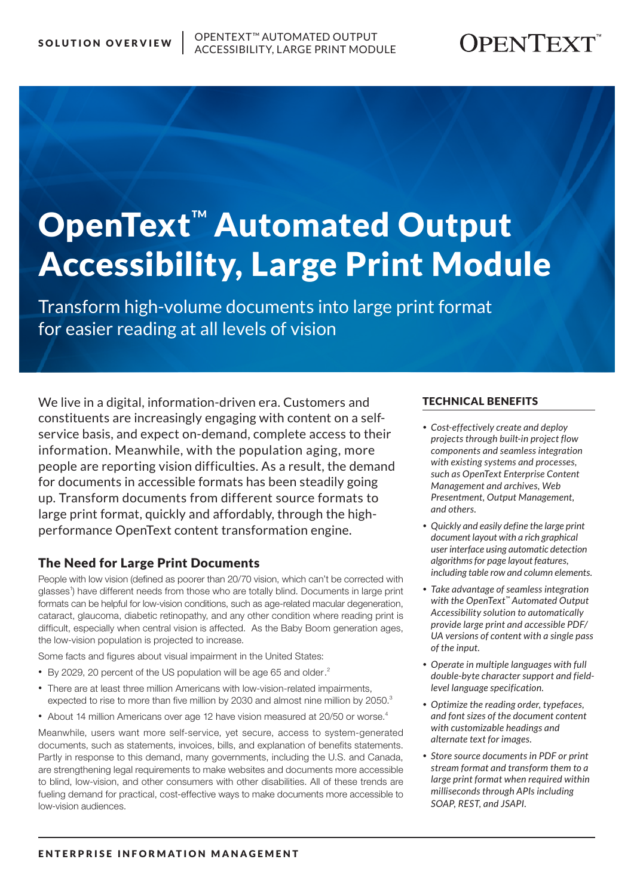# OpenText™ Automated Output Accessibility, Large Print Module

Transform high-volume documents into large print format for easier reading at all levels of vision

We live in a digital, information-driven era. Customers and constituents are increasingly engaging with content on a self-service basis, and expect on-demand, complete access to their information. Meanwhile, with the population aging, more people are reporting vision difficulties. As a result, the demand for documents in accessible formats has been steadily going up. Transform documents from different source formats to large print format, quickly and affordably, through the high-performance OpenText content transformation engine.

## The Need for Large Print Documents

People with low vision (defined as poorer than 20/70 vision, which can't be corrected with glasses[1]) have different needs from those who are totally blind. Documents in large print formats can be helpful for low-vision conditions, such as age-related macular degeneration, cataract, glaucoma, diabetic retinopathy, and any other condition where reading print is difficult, especially when central vision is affected. As the Baby Boom generation ages, the low-vision population is projected to increase.

Some facts and figures about visual impairment in the United States:

- By 2029, 20 percent of the US population will be age 65 and older.[2]
- There are at least three million Americans with low-vision-related impairments, expected to rise to more than five million by 2030 and almost nine million by 2050.[3]
- About 14 million Americans over age 12 have vision measured at 20/50 or worse.[4]

Meanwhile, users want more self-service, yet secure, access to system-generated documents, such as statements, invoices, bills, and explanation of benefits statements. Partly in response to this demand, many governments, including the U.S. and Canada, are strengthening legal requirements to make websites and documents more accessible to blind, low-vision, and other consumers with other disabilities. All of these trends are fueling demand for practical, cost-effective ways to make documents more accessible to low-vision audiences.

## TECHNICAL BENEFITS

- *Cost-effectively create and deploy projects through built-in project flow components and seamless integration with existing systems and processes, such as OpenText Enterprise Content Management and archives, Web Presentment, Output Management, and others.*
- *Quickly and easily define the large print document layout with a rich graphical user interface using automatic detection algorithms for page layout features, including table row and column elements.*
- *Take advantage of seamless integration with the OpenText™ Automated Output Accessibility solution to automatically provide large print and accessible PDF/UA versions of content with a single pass of the input.*
- *Operate in multiple languages with full double-byte character support and field-level language specification.*
- *Optimize the reading order, typefaces, and font sizes of the document content with customizable headings and alternate text for images.*
- *Store source documents in PDF or print stream format and transform them to a large print format when required within milliseconds through APIs including SOAP, REST, and JSAPI.*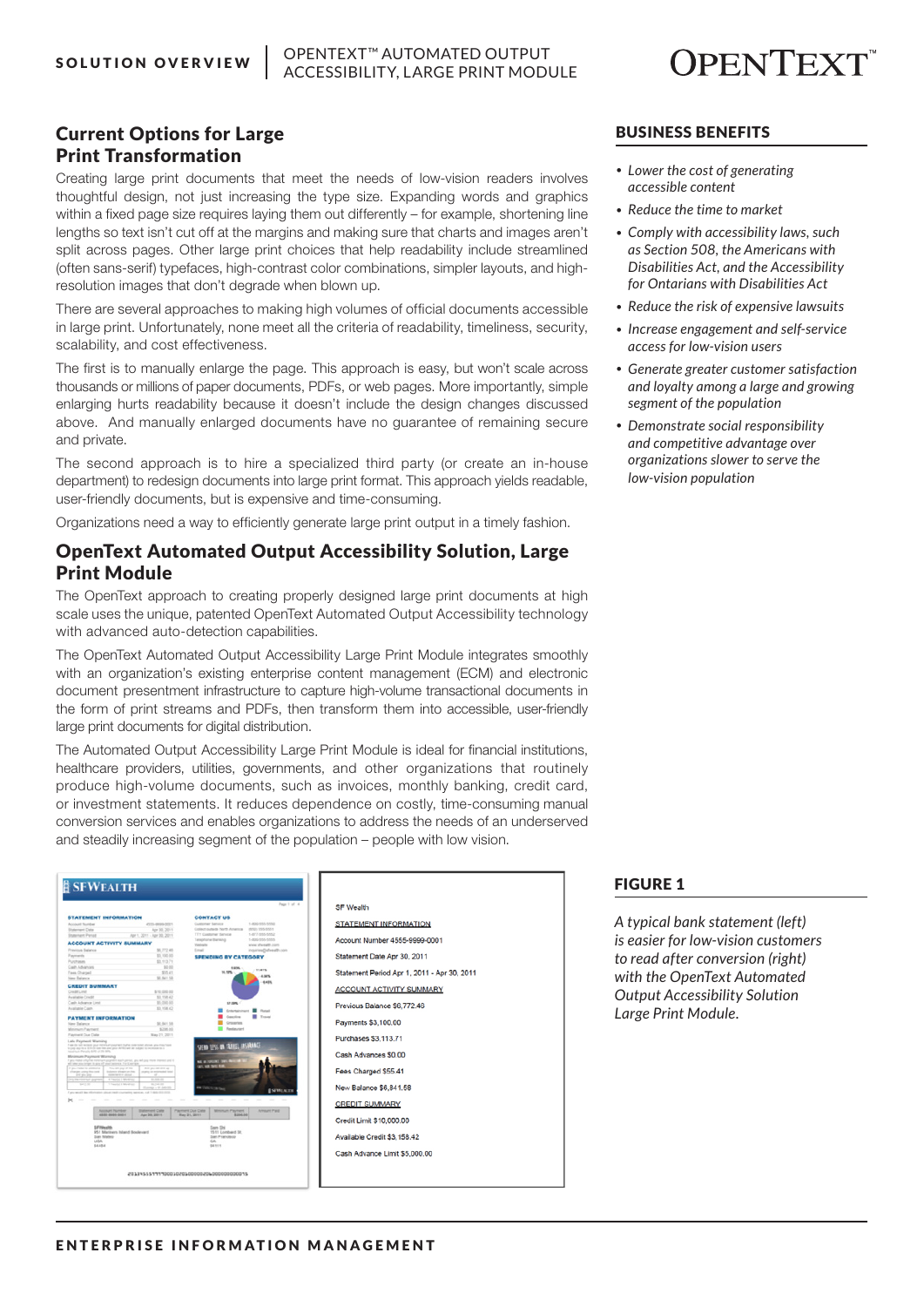## Current Options for Large Print Transformation

Creating large print documents that meet the needs of low-vision readers involves thoughtful design, not just increasing the type size. Expanding words and graphics within a fixed page size requires laying them out differently – for example, shortening line lengths so text isn't cut off at the margins and making sure that charts and images aren't split across pages. Other large print choices that help readability include streamlined (often sans-serif) typefaces, high-contrast color combinations, simpler layouts, and high-resolution images that don't degrade when blown up.

There are several approaches to making high volumes of official documents accessible in large print. Unfortunately, none meet all the criteria of readability, timeliness, security, scalability, and cost effectiveness.

The first is to manually enlarge the page. This approach is easy, but won't scale across thousands or millions of paper documents, PDFs, or web pages. More importantly, simple enlarging hurts readability because it doesn't include the design changes discussed above. And manually enlarged documents have no guarantee of remaining secure and private.

The second approach is to hire a specialized third party (or create an in-house department) to redesign documents into large print format. This approach yields readable, user-friendly documents, but is expensive and time-consuming.

Organizations need a way to efficiently generate large print output in a timely fashion.

## OpenText Automated Output Accessibility Solution, Large Print Module

The OpenText approach to creating properly designed large print documents at high scale uses the unique, patented OpenText Automated Output Accessibility technology with advanced auto-detection capabilities.

The OpenText Automated Output Accessibility Large Print Module integrates smoothly with an organization's existing enterprise content management (ECM) and electronic document presentment infrastructure to capture high-volume transactional documents in the form of print streams and PDFs, then transform them into accessible, user-friendly large print documents for digital distribution.

The Automated Output Accessibility Large Print Module is ideal for financial institutions, healthcare providers, utilities, governments, and other organizations that routinely produce high-volume documents, such as invoices, monthly banking, credit card, or investment statements. It reduces dependence on costly, time-consuming manual conversion services and enables organizations to address the needs of an underserved and steadily increasing segment of the population – people with low vision.

## BUSINESS BENEFITS

- *Lower the cost of generating accessible content*
- *Reduce the time to market*
- *Comply with accessibility laws, such as Section 508, the Americans with Disabilities Act, and the Accessibility for Ontarians with Disabilities Act*
- *Reduce the risk of expensive lawsuits*
- *Increase engagement and self-service access for low-vision users*
- *Generate greater customer satisfaction and loyalty among a large and growing segment of the population*
- *Demonstrate social responsibility and competitive advantage over organizations slower to serve the low-vision population*

## FIGURE 1

*A typical bank statement (left) is easier for low-vision customers to read after conversion (right) with the OpenText Automated Output Accessibility Solution Large Print Module.*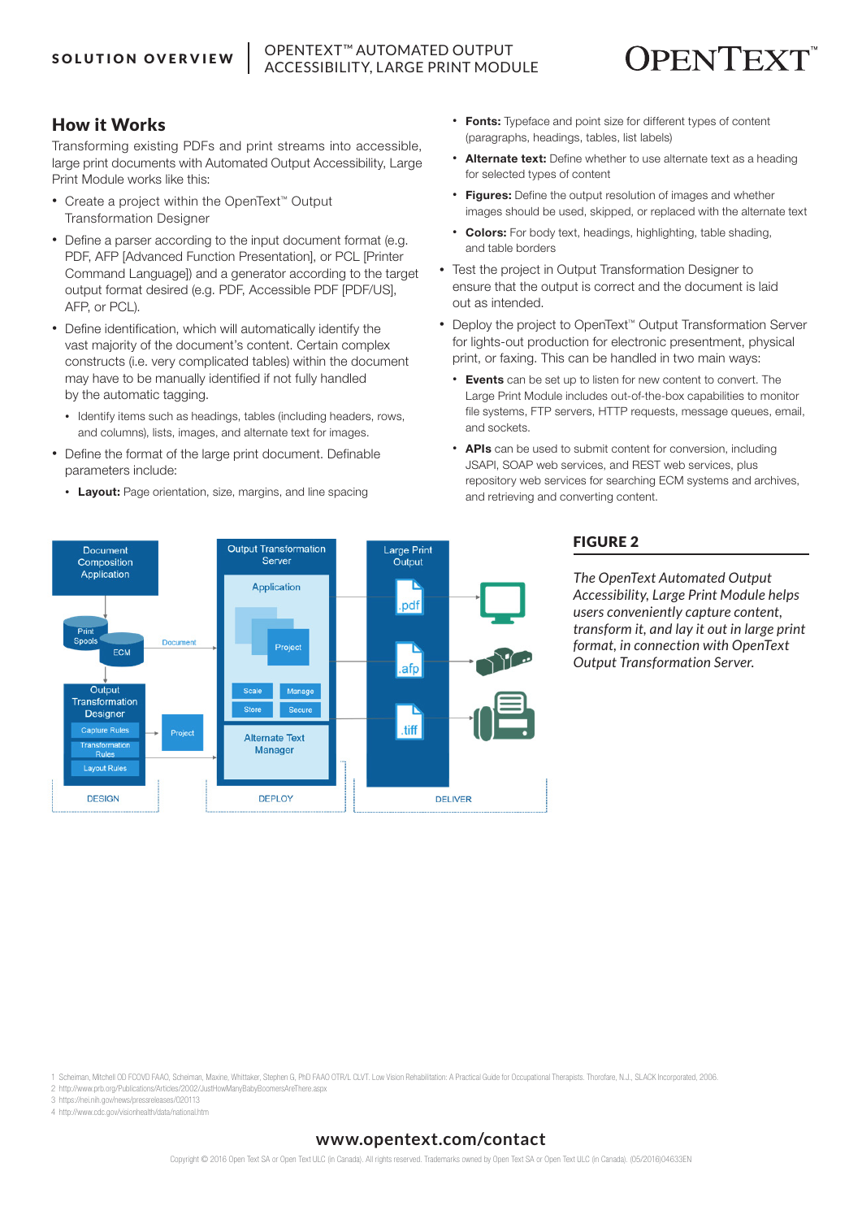## How it Works

Transforming existing PDFs and print streams into accessible, large print documents with Automated Output Accessibility, Large Print Module works like this:

- Create a project within the OpenText™ Output Transformation Designer
- Define a parser according to the input document format (e.g. PDF, AFP [Advanced Function Presentation], or PCL [Printer Command Language]) and a generator according to the target output format desired (e.g. PDF, Accessible PDF [PDF/US], AFP, or PCL).
- Define identification, which will automatically identify the vast majority of the document's content. Certain complex constructs (i.e. very complicated tables) within the document may have to be manually identified if not fully handled by the automatic tagging.
  - Identify items such as headings, tables (including headers, rows, and columns), lists, images, and alternate text for images.
- Define the format of the large print document. Definable parameters include:
  - **Layout:** Page orientation, size, margins, and line spacing
  - **Fonts:** Typeface and point size for different types of content (paragraphs, headings, tables, list labels)
  - **Alternate text:** Define whether to use alternate text as a heading for selected types of content
  - **Figures:** Define the output resolution of images and whether images should be used, skipped, or replaced with the alternate text
  - **Colors:** For body text, headings, highlighting, table shading, and table borders
- Test the project in Output Transformation Designer to ensure that the output is correct and the document is laid out as intended.
- Deploy the project to OpenText™ Output Transformation Server for lights-out production for electronic presentment, physical print, or faxing. This can be handled in two main ways:
  - **Events** can be set up to listen for new content to convert. The Large Print Module includes out-of-the-box capabilities to monitor file systems, FTP servers, HTTP requests, message queues, email, and sockets.
  - **APIs** can be used to submit content for conversion, including JSAPI, SOAP web services, and REST web services, plus repository web services for searching ECM systems and archives, and retrieving and converting content.

Document Composition Application
Print Spools
ECM
Document
Output Transformation Designer
Capture Rules
Transformation Rules
Layout Rules
Project
DESIGN
Output Transformation Server
Application
Project
Scale
Manage
Store
Secure
Alternate Text Manager
DEPLOY
Large Print Output
.pdf
.afp
.tiff
DELIVER

### FIGURE 2

*The OpenText Automated Output Accessibility, Large Print Module helps users conveniently capture content, transform it, and lay it out in large print format, in connection with OpenText Output Transformation Server.*

1 Scheiman, Mitchell OD FCOVD FAAO, Scheiman, Maxine, Whittaker, Stephen G, PhD FAAO OTR/L CLVT. Low Vision Rehabilitation: A Practical Guide for Occupational Therapists. Thorofare, N.J., SLACK Incorporated, 2006.
2 http://www.prb.org/Publications/Articles/2002/JustHowManyBabyBoomersAreThere.aspx
3 https://nei.nih.gov/news/pressreleases/020113
4 http://www.cdc.gov/visionhealth/data/national.htm

**www.opentext.com/contact**

Copyright © 2016 Open Text SA or Open Text ULC (in Canada). All rights reserved. Trademarks owned by Open Text SA or Open Text ULC (in Canada). (05/2016)04633EN